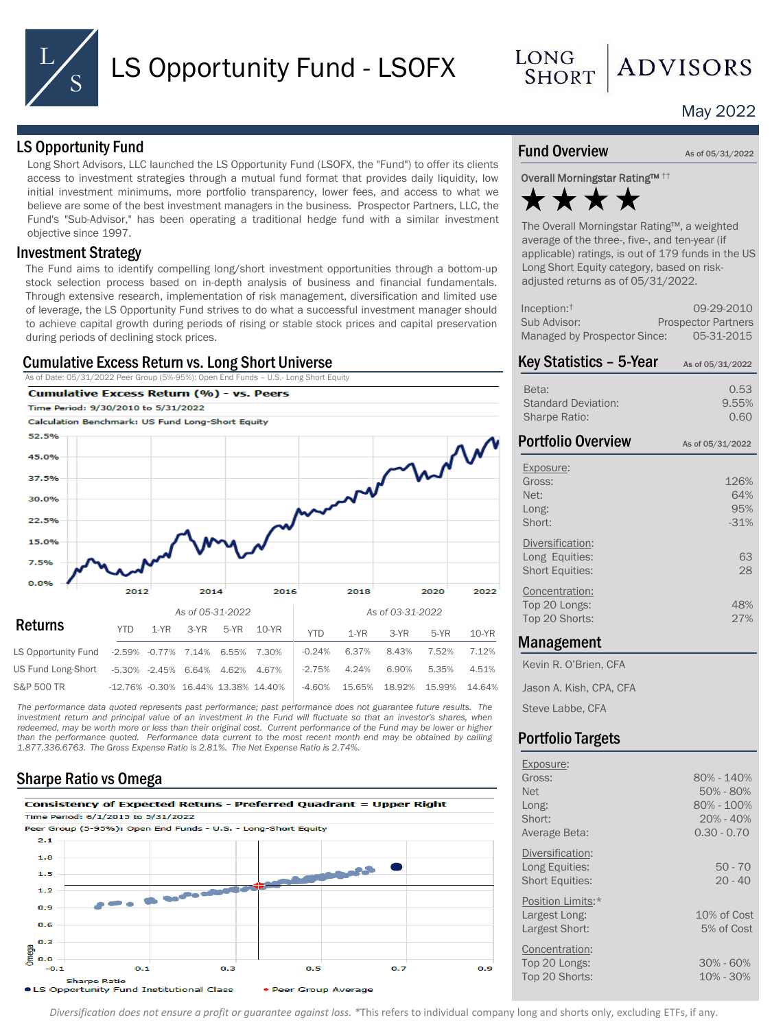# LS Opportunity Fund - LSOFX

May 2022

## LS Opportunity Fund

Long Short Advisors, LLC launched the LS Opportunity Fund (LSOFX, the "Fund") to offer its clients access to investment strategies through a mutual fund format that provides daily liquidity, low initial investment minimums, more portfolio transparency, lower fees, and access to what we believe are some of the best investment managers in the business. Prospector Partners, LLC, the Fund's "Sub-Advisor," has been operating a traditional hedge fund with a similar investment objective since 1997.

## Investment Strategy

The Fund aims to identify compelling long/short investment opportunities through a bottom-up stock selection process based on in-depth analysis of business and financial fundamentals. Through extensive research, implementation of risk management, diversification and limited use of leverage, the LS Opportunity Fund strives to do what a successful investment manager should to achieve capital growth during periods of rising or stable stock prices and capital preservation during periods of declining stock prices.

## Cumulative Excess Return vs. Long Short Universe

As of Date: 05/31/2022 Peer Group (5%-95%): Open End Funds – U.S.- Long Short Equity

**Cumulative Excess Return (%) - vs. Peers**
Time Period: 9/30/2010 to 5/31/2022
Calculation Benchmark: US Fund Long-Short Equity

## Returns

| | As of 05-31-2022 | | | | | As of 03-31-2022 | | | | |
|---|---|---|---|---|---|---|---|---|---|---|
| | YTD | 1-YR | 3-YR | 5-YR | 10-YR | YTD | 1-YR | 3-YR | 5-YR | 10-YR |
| LS Opportunity Fund | -2.59% | -0.77% | 7.14% | 6.55% | 7.30% | -0.24% | 6.37% | 8.43% | 7.52% | 7.12% |
| US Fund Long-Short | -5.30% | -2.45% | 6.64% | 4.62% | 4.67% | -2.75% | 4.24% | 6.90% | 5.35% | 4.51% |
| S&P 500 TR | -12.76% | -0.30% | 16.44% | 13.38% | 14.40% | -4.60% | 15.65% | 18.92% | 15.99% | 14.64% |

*The performance data quoted represents past performance; past performance does not guarantee future results. The investment return and principal value of an investment in the Fund will fluctuate so that an investor's shares, when redeemed, may be worth more or less than their original cost. Current performance of the Fund may be lower or higher than the performance quoted. Performance data current to the most recent month end may be obtained by calling 1.877.336.6763. The Gross Expense Ratio is 2.81%. The Net Expense Ratio is 2.74%.*

## Sharpe Ratio vs Omega

**Consistency of Expected Returns - Preferred Quadrant = Upper Right**
Time Period: 6/1/2015 to 5/31/2022
Peer Group (5-95%): Open End Funds - U.S. - Long-Short Equity

● LS Opportunity Fund Institutional Class ◆ Peer Group Average

## Fund Overview

As of 05/31/2022

**Overall Morningstar Rating™ ††**

★★★★

The Overall Morningstar Rating™, a weighted average of the three-, five-, and ten-year (if applicable) ratings, is out of 179 funds in the US Long Short Equity category, based on risk-adjusted returns as of 05/31/2022.

| | |
|---|---|
| Inception:† | 09-29-2010 |
| Sub Advisor: | Prospector Partners |
| Managed by Prospector Since: | 05-31-2015 |

## Key Statistics – 5-Year

As of 05/31/2022

| | |
|---|---|
| Beta: | 0.53 |
| Standard Deviation: | 9.55% |
| Sharpe Ratio: | 0.60 |

## Portfolio Overview

As of 05/31/2022

| | |
|---|---|
| **Exposure:** | |
| Gross: | 126% |
| Net: | 64% |
| Long: | 95% |
| Short: | -31% |
| **Diversification:** | |
| Long Equities: | 63 |
| Short Equities: | 28 |
| **Concentration:** | |
| Top 20 Longs: | 48% |
| Top 20 Shorts: | 27% |

## Management

Kevin R. O'Brien, CFA

Jason A. Kish, CPA, CFA

Steve Labbe, CFA

## Portfolio Targets

| | |
|---|---|
| **Exposure:** | |
| Gross: | 80% - 140% |
| Net | 50% - 80% |
| Long: | 80% - 100% |
| Short: | 20% - 40% |
| Average Beta: | 0.30 - 0.70 |
| **Diversification:** | |
| Long Equities: | 50 - 70 |
| Short Equities: | 20 - 40 |
| **Position Limits:*** | |
| Largest Long: | 10% of Cost |
| Largest Short: | 5% of Cost |
| **Concentration:** | |
| Top 20 Longs: | 30% - 60% |
| Top 20 Shorts: | 10% - 30% |

*Diversification does not ensure a profit or guarantee against loss.* *This refers to individual company long and shorts only, excluding ETFs, if any.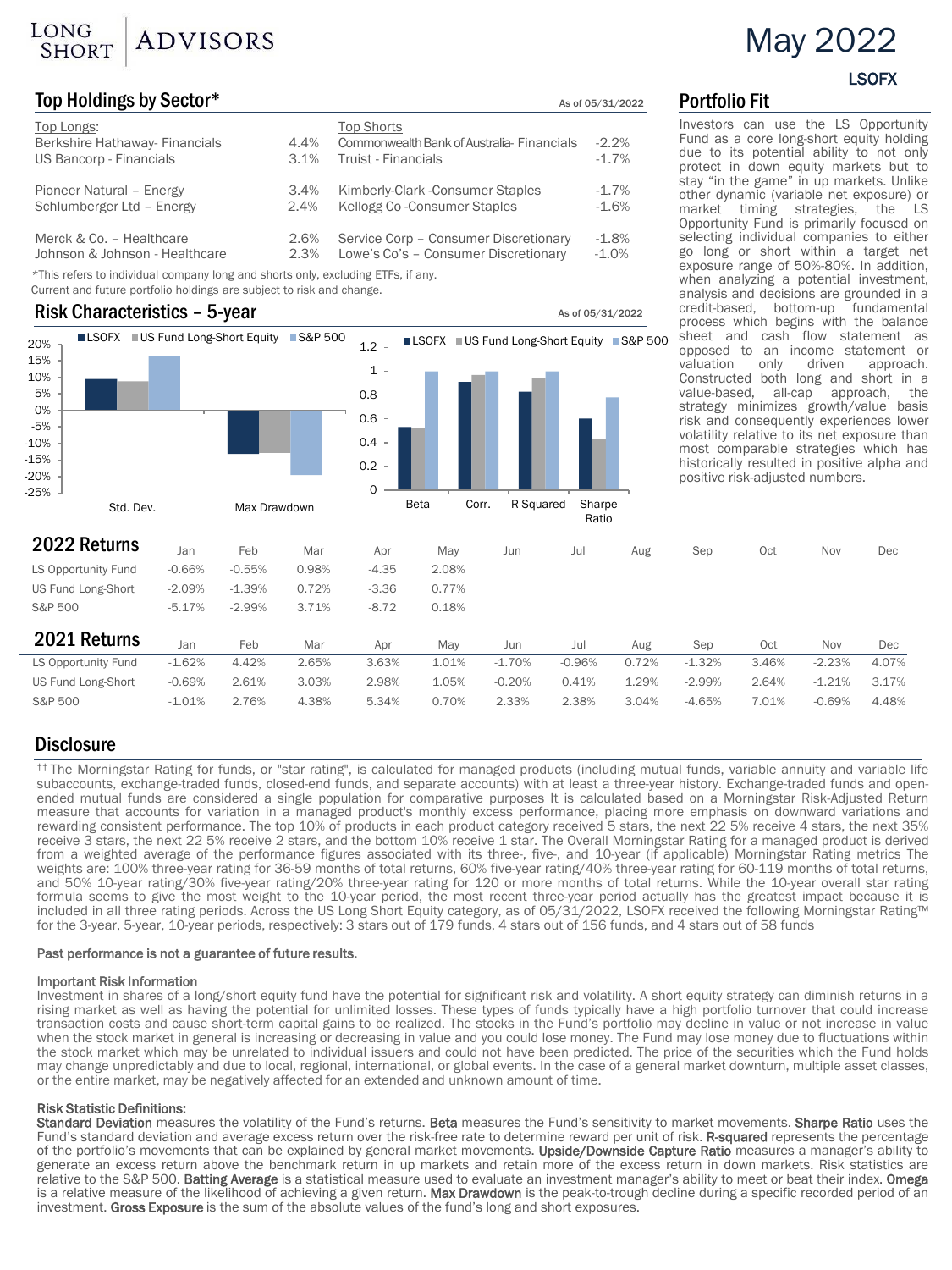# May 2022

**LSOFX**

## Top Holdings by Sector*

As of 05/31/2022

| Top Longs: | | Top Shorts | |
|---|---|---|---|
| Berkshire Hathaway- Financials | 4.4% | Commonwealth Bank of Australia- Financials | -2.2% |
| US Bancorp - Financials | 3.1% | Truist - Financials | -1.7% |
| Pioneer Natural – Energy | 3.4% | Kimberly-Clark -Consumer Staples | -1.7% |
| Schlumberger Ltd – Energy | 2.4% | Kellogg Co -Consumer Staples | -1.6% |
| Merck & Co. – Healthcare | 2.6% | Service Corp – Consumer Discretionary | -1.8% |
| Johnson & Johnson - Healthcare | 2.3% | Lowe's Co's – Consumer Discretionary | -1.0% |

*This refers to individual company long and shorts only, excluding ETFs, if any.
Current and future portfolio holdings are subject to risk and change.

## Risk Characteristics – 5-year

As of 05/31/2022

## Portfolio Fit

Investors can use the LS Opportunity Fund as a core long-short equity holding due to its potential ability to not only protect in down equity markets but to stay "in the game" in up markets. Unlike other dynamic (variable net exposure) or market timing strategies, the LS Opportunity Fund is primarily focused on selecting individual companies to either go long or short within a target net exposure range of 50%-80%. In addition, when analyzing a potential investment, analysis and decisions are grounded in a credit-based, bottom-up fundamental process which begins with the balance sheet and cash flow statement as opposed to an income statement or valuation only driven approach. Constructed both long and short in a value-based, all-cap approach, the strategy minimizes growth/value basis risk and consequently experiences lower volatility relative to its net exposure than most comparable strategies which has historically resulted in positive alpha and positive risk-adjusted numbers.

## 2022 Returns

| | Jan | Feb | Mar | Apr | May | Jun | Jul | Aug | Sep | Oct | Nov | Dec |
|---|---|---|---|---|---|---|---|---|---|---|---|---|
| LS Opportunity Fund | -0.66% | -0.55% | 0.98% | -4.35 | 2.08% | | | | | | | |
| US Fund Long-Short | -2.09% | -1.39% | 0.72% | -3.36 | 0.77% | | | | | | | |
| S&P 500 | -5.17% | -2.99% | 3.71% | -8.72 | 0.18% | | | | | | | |

## 2021 Returns

| | Jan | Feb | Mar | Apr | May | Jun | Jul | Aug | Sep | Oct | Nov | Dec |
|---|---|---|---|---|---|---|---|---|---|---|---|---|
| LS Opportunity Fund | -1.62% | 4.42% | 2.65% | 3.63% | 1.01% | -1.70% | -0.96% | 0.72% | -1.32% | 3.46% | -2.23% | 4.07% |
| US Fund Long-Short | -0.69% | 2.61% | 3.03% | 2.98% | 1.05% | -0.20% | 0.41% | 1.29% | -2.99% | 2.64% | -1.21% | 3.17% |
| S&P 500 | -1.01% | 2.76% | 4.38% | 5.34% | 0.70% | 2.33% | 2.38% | 3.04% | -4.65% | 7.01% | -0.69% | 4.48% |

## Disclosure

†† The Morningstar Rating for funds, or "star rating", is calculated for managed products (including mutual funds, variable annuity and variable life subaccounts, exchange-traded funds, closed-end funds, and separate accounts) with at least a three-year history. Exchange-traded funds and open-ended mutual funds are considered a single population for comparative purposes It is calculated based on a Morningstar Risk-Adjusted Return measure that accounts for variation in a managed product's monthly excess performance, placing more emphasis on downward variations and rewarding consistent performance. The top 10% of products in each product category received 5 stars, the next 22 5% receive 4 stars, the next 35% receive 3 stars, the next 22 5% receive 2 stars, and the bottom 10% receive 1 star. The Overall Morningstar Rating for a managed product is derived from a weighted average of the performance figures associated with its three-, five-, and 10-year (if applicable) Morningstar Rating metrics The weights are: 100% three-year rating for 36-59 months of total returns, 60% five-year rating/40% three-year rating for 60-119 months of total returns, and 50% 10-year rating/30% five-year rating/20% three-year rating for 120 or more months of total returns. While the 10-year overall star rating formula seems to give the most weight to the 10-year period, the most recent three-year period actually has the greatest impact because it is included in all three rating periods. Across the US Long Short Equity category, as of 05/31/2022, LSOFX received the following Morningstar Rating™ for the 3-year, 5-year, 10-year periods, respectively: 3 stars out of 179 funds, 4 stars out of 156 funds, and 4 stars out of 58 funds

**Past performance is not a guarantee of future results.**

**Important Risk Information**

Investment in shares of a long/short equity fund have the potential for significant risk and volatility. A short equity strategy can diminish returns in a rising market as well as having the potential for unlimited losses. These types of funds typically have a high portfolio turnover that could increase transaction costs and cause short-term capital gains to be realized. The stocks in the Fund's portfolio may decline in value or not increase in value when the stock market in general is increasing or decreasing in value and you could lose money. The Fund may lose money due to fluctuations within the stock market which may be unrelated to individual issuers and could not have been predicted. The price of the securities which the Fund holds may change unpredictably and due to local, regional, international, or global events. In the case of a general market downturn, multiple asset classes, or the entire market, may be negatively affected for an extended and unknown amount of time.

**Risk Statistic Definitions:**

**Standard Deviation** measures the volatility of the Fund's returns. **Beta** measures the Fund's sensitivity to market movements. **Sharpe Ratio** uses the Fund's standard deviation and average excess return over the risk-free rate to determine reward per unit of risk. **R-squared** represents the percentage of the portfolio's movements that can be explained by general market movements. **Upside/Downside Capture Ratio** measures a manager's ability to generate an excess return above the benchmark return in up markets and retain more of the excess return in down markets. Risk statistics are relative to the S&P 500. **Batting Average** is a statistical measure used to evaluate an investment manager's ability to meet or beat their index. **Omega** is a relative measure of the likelihood of achieving a given return. **Max Drawdown** is the peak-to-trough decline during a specific recorded period of an investment. **Gross Exposure** is the sum of the absolute values of the fund's long and short exposures.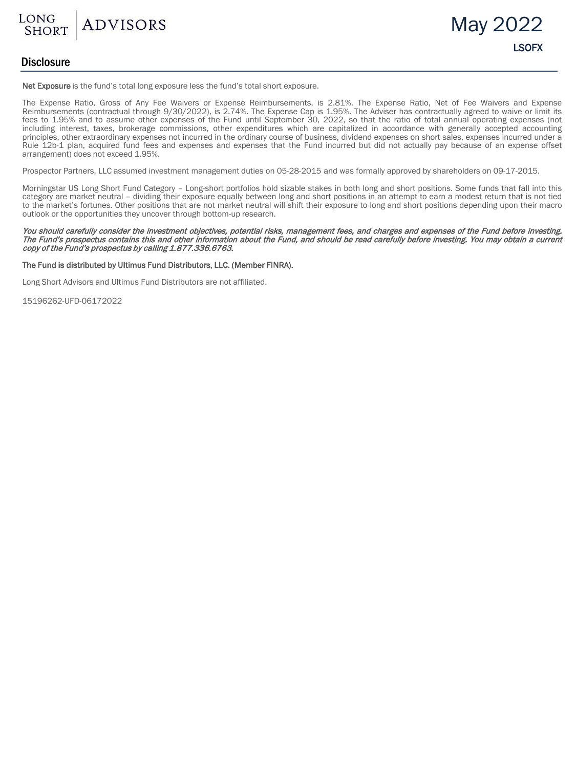## Disclosure

**Net Exposure** is the fund's total long exposure less the fund's total short exposure.

The Expense Ratio, Gross of Any Fee Waivers or Expense Reimbursements, is 2.81%. The Expense Ratio, Net of Fee Waivers and Expense Reimbursements (contractual through 9/30/2022), is 2.74%. The Expense Cap is 1.95%. The Adviser has contractually agreed to waive or limit its fees to 1.95% and to assume other expenses of the Fund until September 30, 2022, so that the ratio of total annual operating expenses (not including interest, taxes, brokerage commissions, other expenditures which are capitalized in accordance with generally accepted accounting principles, other extraordinary expenses not incurred in the ordinary course of business, dividend expenses on short sales, expenses incurred under a Rule 12b-1 plan, acquired fund fees and expenses and expenses that the Fund incurred but did not actually pay because of an expense offset arrangement) does not exceed 1.95%.

Prospector Partners, LLC assumed investment management duties on 05-28-2015 and was formally approved by shareholders on 09-17-2015.

Morningstar US Long Short Fund Category – Long-short portfolios hold sizable stakes in both long and short positions. Some funds that fall into this category are market neutral – dividing their exposure equally between long and short positions in an attempt to earn a modest return that is not tied to the market's fortunes. Other positions that are not market neutral will shift their exposure to long and short positions depending upon their macro outlook or the opportunities they uncover through bottom-up research.

***You should carefully consider the investment objectives, potential risks, management fees, and charges and expenses of the Fund before investing. The Fund's prospectus contains this and other information about the Fund, and should be read carefully before investing. You may obtain a current copy of the Fund's prospectus by calling 1.877.336.6763.***

**The Fund is distributed by Ultimus Fund Distributors, LLC. (Member FINRA).**

Long Short Advisors and Ultimus Fund Distributors are not affiliated.

15196262-UFD-06172022